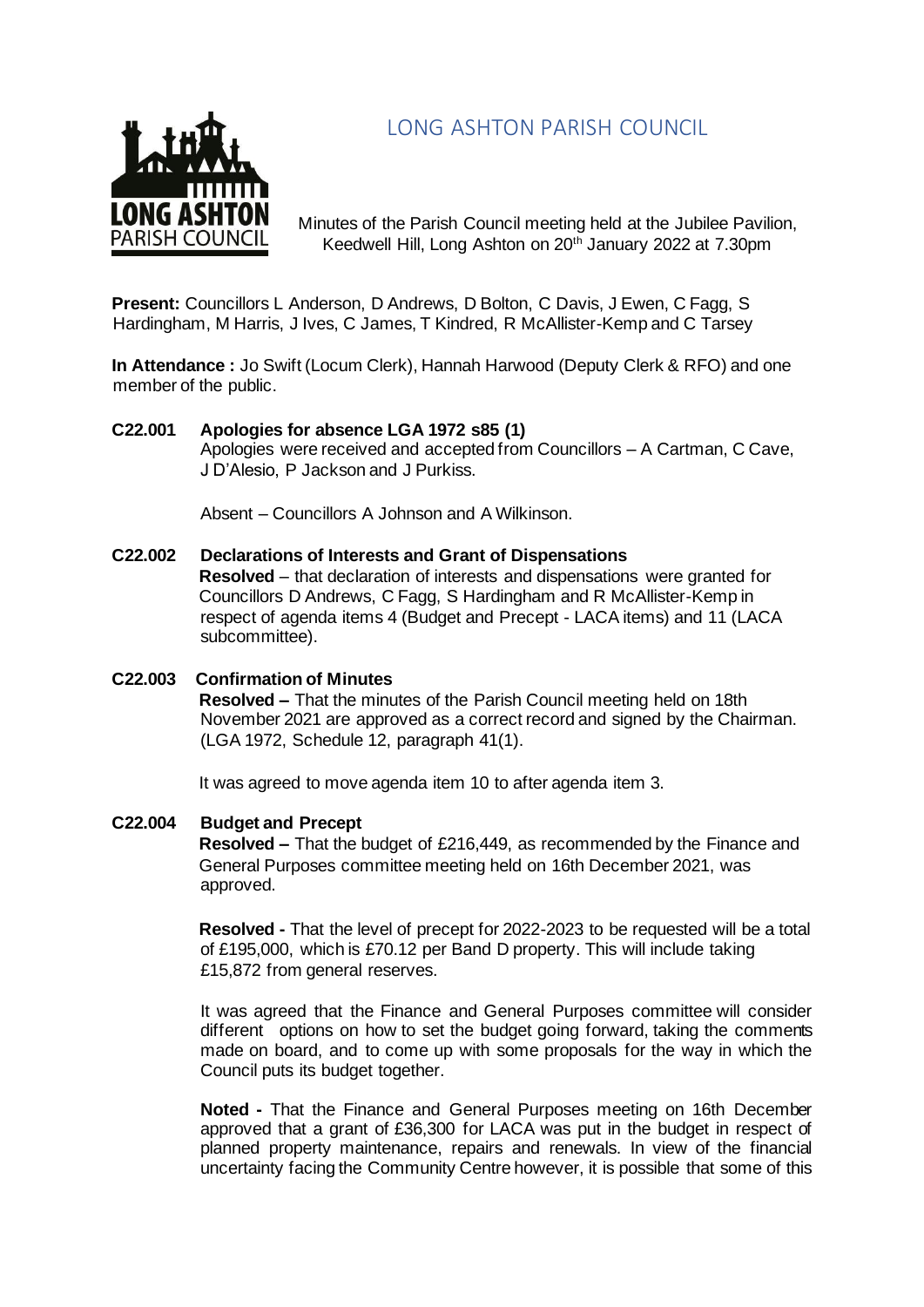# LONG ASHTON PARISH COUNCIL

Minutes of the Parish Council meeting held at the Jubilee Pavilion, Keedwell Hill, Long Ashton on 20th January 2022 at 7.30pm

**Present:** Councillors L Anderson, D Andrews, D Bolton, C Davis, J Ewen, C Fagg, S Hardingham, M Harris, J Ives, C James, T Kindred, R McAllister-Kemp and C Tarsey

**In Attendance :** Jo Swift (Locum Clerk), Hannah Harwood (Deputy Clerk & RFO) and one member of the public.

**C22.001 Apologies for absence LGA 1972 s85 (1)**

Apologies were received and accepted from Councillors – A Cartman, C Cave, J D'Alesio, P Jackson and J Purkiss.

Absent – Councillors A Johnson and A Wilkinson.

**C22.002 Declarations of Interests and Grant of Dispensations**

**Resolved** – that declaration of interests and dispensations were granted for Councillors D Andrews, C Fagg, S Hardingham and R McAllister-Kemp in respect of agenda items 4 (Budget and Precept - LACA items) and 11 (LACA subcommittee).

**C22.003 Confirmation of Minutes**

**Resolved –** That the minutes of the Parish Council meeting held on 18th November 2021 are approved as a correct record and signed by the Chairman. (LGA 1972, Schedule 12, paragraph 41(1).

It was agreed to move agenda item 10 to after agenda item 3.

**C22.004 Budget and Precept**

**Resolved –** That the budget of £216,449, as recommended by the Finance and General Purposes committee meeting held on 16th December 2021, was approved.

**Resolved -** That the level of precept for 2022-2023 to be requested will be a total of £195,000, which is £70.12 per Band D property. This will include taking £15,872 from general reserves.

It was agreed that the Finance and General Purposes committee will consider different options on how to set the budget going forward, taking the comments made on board, and to come up with some proposals for the way in which the Council puts its budget together.

**Noted -** That the Finance and General Purposes meeting on 16th December approved that a grant of £36,300 for LACA was put in the budget in respect of planned property maintenance, repairs and renewals. In view of the financial uncertainty facing the Community Centre however, it is possible that some of this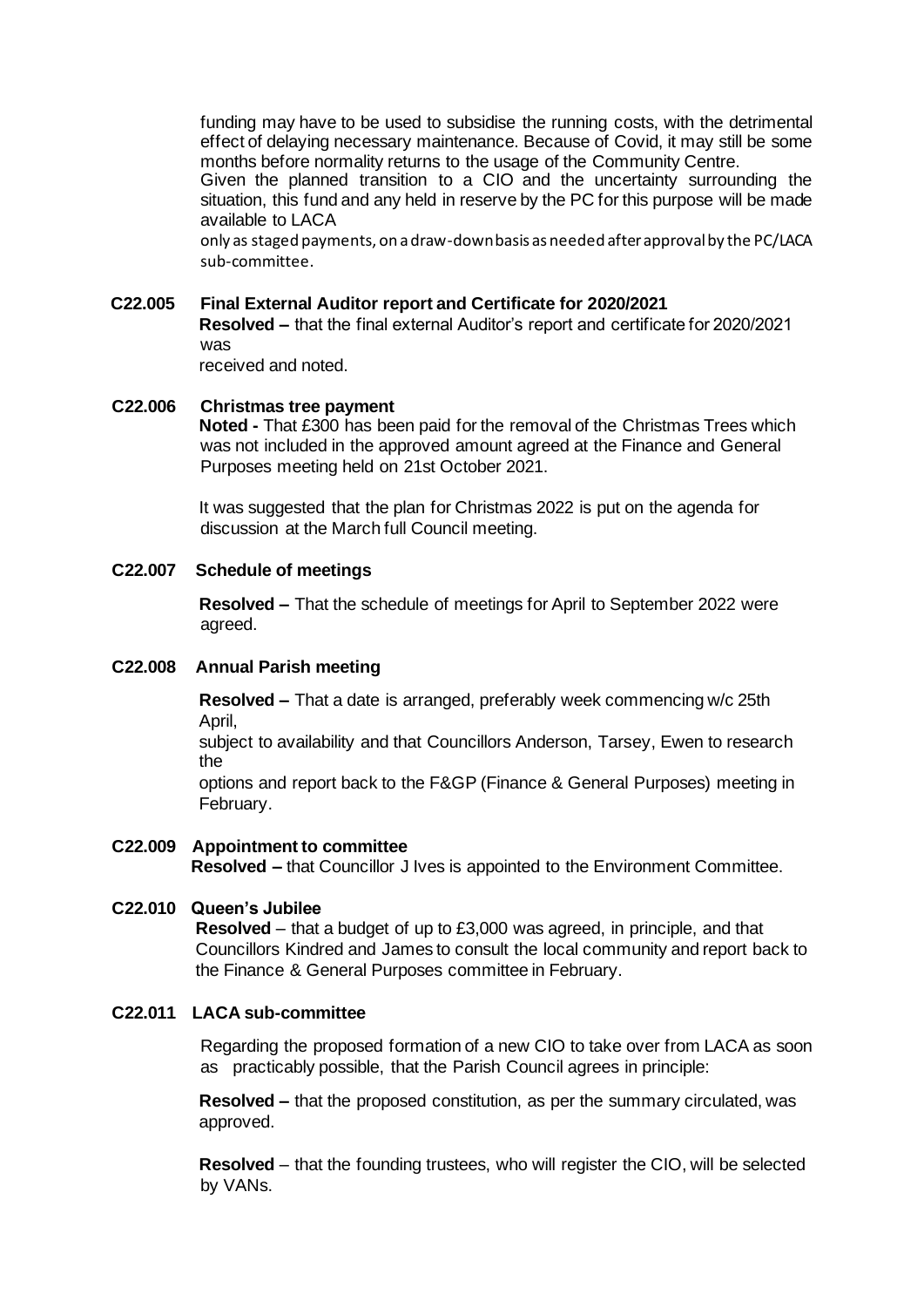funding may have to be used to subsidise the running costs, with the detrimental effect of delaying necessary maintenance. Because of Covid, it may still be some months before normality returns to the usage of the Community Centre.
Given the planned transition to a CIO and the uncertainty surrounding the situation, this fund and any held in reserve by the PC for this purpose will be made available to LACA
only as staged payments, on a draw-down basis as needed after approval by the PC/LACA sub-committee.

**C22.005 Final External Auditor report and Certificate for 2020/2021**

**Resolved –** that the final external Auditor's report and certificate for 2020/2021 was
received and noted.

**C22.006 Christmas tree payment**

**Noted -** That £300 has been paid for the removal of the Christmas Trees which was not included in the approved amount agreed at the Finance and General Purposes meeting held on 21st October 2021.

It was suggested that the plan for Christmas 2022 is put on the agenda for discussion at the March full Council meeting.

**C22.007 Schedule of meetings**

**Resolved –** That the schedule of meetings for April to September 2022 were agreed.

**C22.008 Annual Parish meeting**

**Resolved –** That a date is arranged, preferably week commencing w/c 25th April,
subject to availability and that Councillors Anderson, Tarsey, Ewen to research the
options and report back to the F&GP (Finance & General Purposes) meeting in February.

**C22.009 Appointment to committee**

**Resolved –** that Councillor J Ives is appointed to the Environment Committee.

**C22.010 Queen's Jubilee**

**Resolved** – that a budget of up to £3,000 was agreed, in principle, and that Councillors Kindred and James to consult the local community and report back to the Finance & General Purposes committee in February.

**C22.011 LACA sub-committee**

Regarding the proposed formation of a new CIO to take over from LACA as soon as practicably possible, that the Parish Council agrees in principle:

**Resolved –** that the proposed constitution, as per the summary circulated, was approved.

**Resolved** – that the founding trustees, who will register the CIO, will be selected by VANs.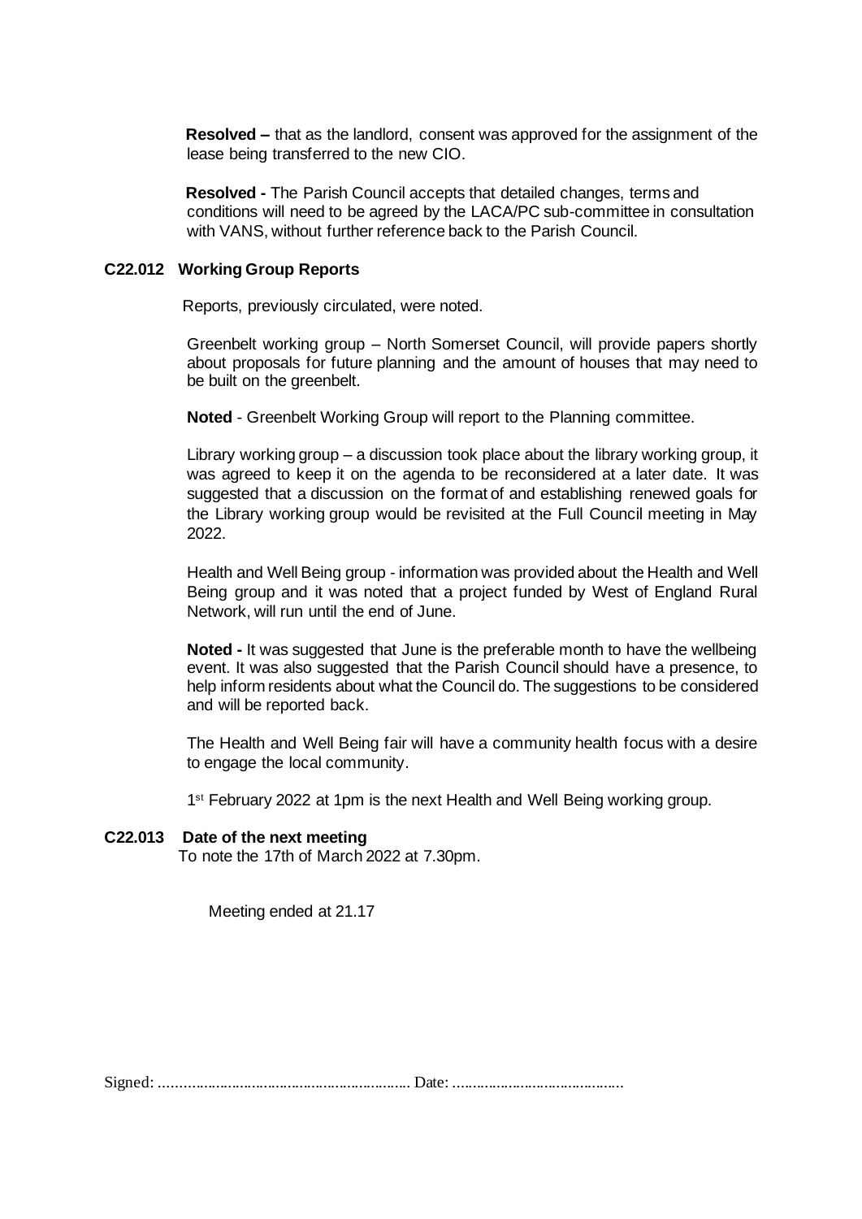**Resolved –** that as the landlord, consent was approved for the assignment of the lease being transferred to the new CIO.

**Resolved -** The Parish Council accepts that detailed changes, terms and conditions will need to be agreed by the LACA/PC sub-committee in consultation with VANS, without further reference back to the Parish Council.

### C22.012 Working Group Reports

Reports, previously circulated, were noted.

Greenbelt working group – North Somerset Council, will provide papers shortly about proposals for future planning and the amount of houses that may need to be built on the greenbelt.

**Noted** - Greenbelt Working Group will report to the Planning committee.

Library working group – a discussion took place about the library working group, it was agreed to keep it on the agenda to be reconsidered at a later date. It was suggested that a discussion on the format of and establishing renewed goals for the Library working group would be revisited at the Full Council meeting in May 2022.

Health and Well Being group - information was provided about the Health and Well Being group and it was noted that a project funded by West of England Rural Network, will run until the end of June.

**Noted -** It was suggested that June is the preferable month to have the wellbeing event. It was also suggested that the Parish Council should have a presence, to help inform residents about what the Council do. The suggestions to be considered and will be reported back.

The Health and Well Being fair will have a community health focus with a desire to engage the local community.

1st February 2022 at 1pm is the next Health and Well Being working group.

### C22.013 Date of the next meeting

To note the 17th of March 2022 at 7.30pm.

Meeting ended at 21.17

Signed: ............................................................ Date: ..........................................